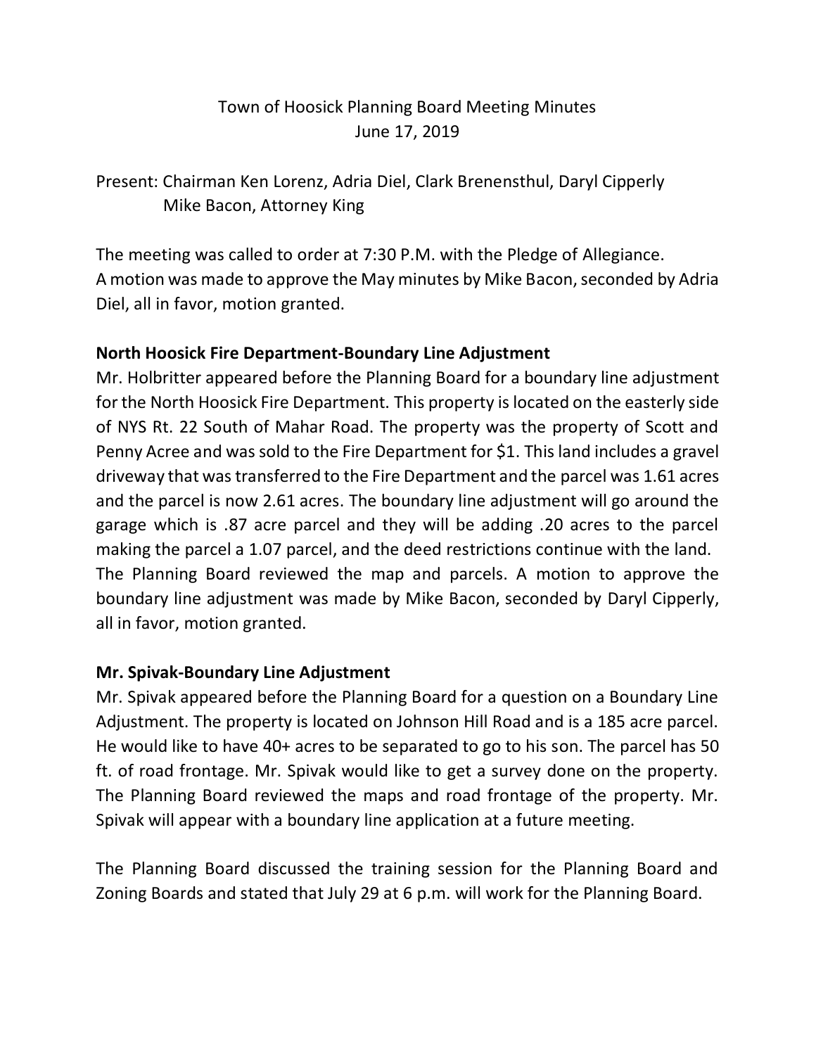# Town of Hoosick Planning Board Meeting Minutes

June 17, 2019

Present: Chairman Ken Lorenz, Adria Diel, Clark Brenensthul, Daryl Cipperly
Mike Bacon, Attorney King

The meeting was called to order at 7:30 P.M. with the Pledge of Allegiance.
A motion was made to approve the May minutes by Mike Bacon, seconded by Adria Diel, all in favor, motion granted.

**North Hoosick Fire Department-Boundary Line Adjustment**

Mr. Holbritter appeared before the Planning Board for a boundary line adjustment for the North Hoosick Fire Department. This property is located on the easterly side of NYS Rt. 22 South of Mahar Road. The property was the property of Scott and Penny Acree and was sold to the Fire Department for $1. This land includes a gravel driveway that was transferred to the Fire Department and the parcel was 1.61 acres and the parcel is now 2.61 acres. The boundary line adjustment will go around the garage which is .87 acre parcel and they will be adding .20 acres to the parcel making the parcel a 1.07 parcel, and the deed restrictions continue with the land. The Planning Board reviewed the map and parcels. A motion to approve the boundary line adjustment was made by Mike Bacon, seconded by Daryl Cipperly, all in favor, motion granted.

**Mr. Spivak-Boundary Line Adjustment**

Mr. Spivak appeared before the Planning Board for a question on a Boundary Line Adjustment. The property is located on Johnson Hill Road and is a 185 acre parcel. He would like to have 40+ acres to be separated to go to his son. The parcel has 50 ft. of road frontage. Mr. Spivak would like to get a survey done on the property. The Planning Board reviewed the maps and road frontage of the property. Mr. Spivak will appear with a boundary line application at a future meeting.

The Planning Board discussed the training session for the Planning Board and Zoning Boards and stated that July 29 at 6 p.m. will work for the Planning Board.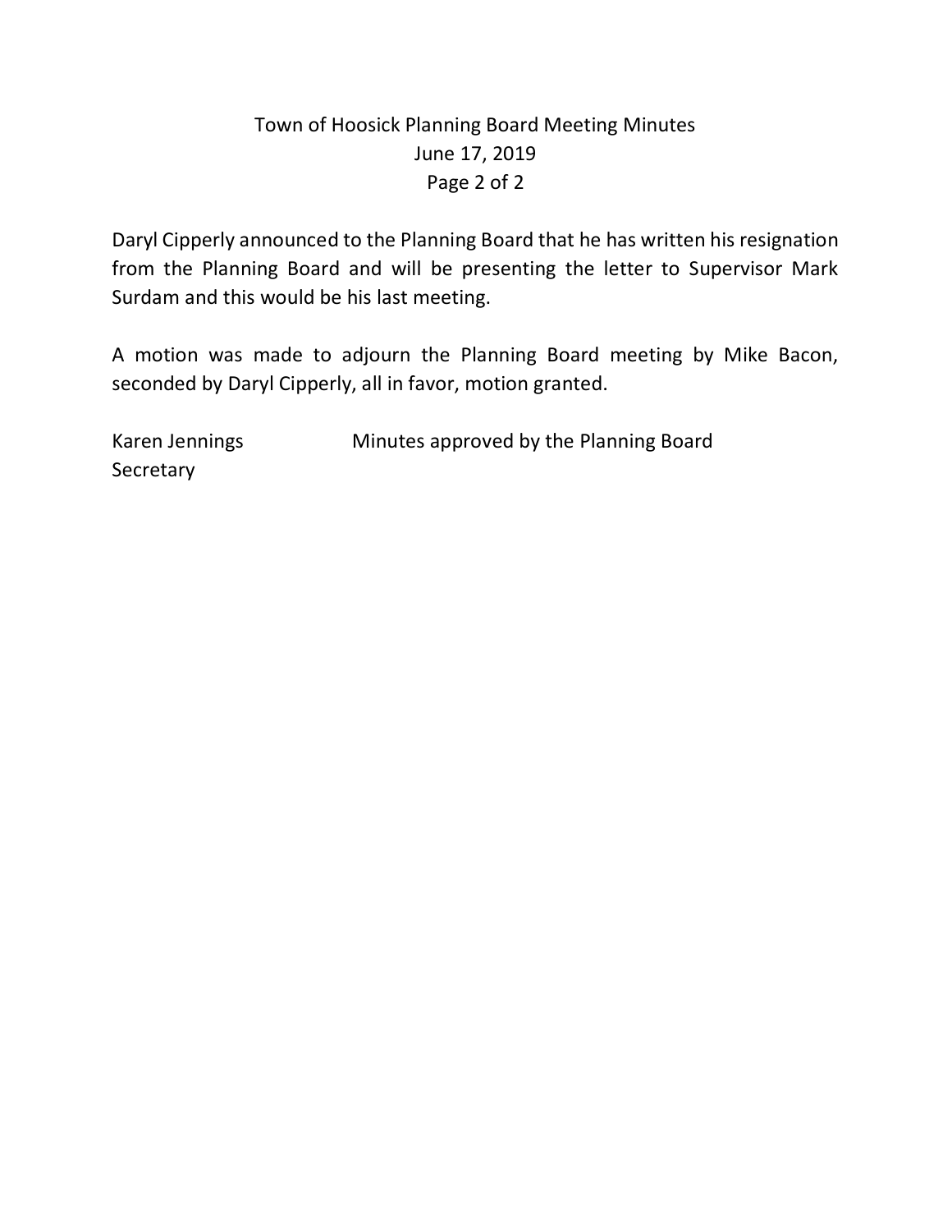Daryl Cipperly announced to the Planning Board that he has written his resignation from the Planning Board and will be presenting the letter to Supervisor Mark Surdam and this would be his last meeting.

A motion was made to adjourn the Planning Board meeting by Mike Bacon, seconded by Daryl Cipperly, all in favor, motion granted.

Karen Jennings Minutes approved by the Planning Board
Secretary